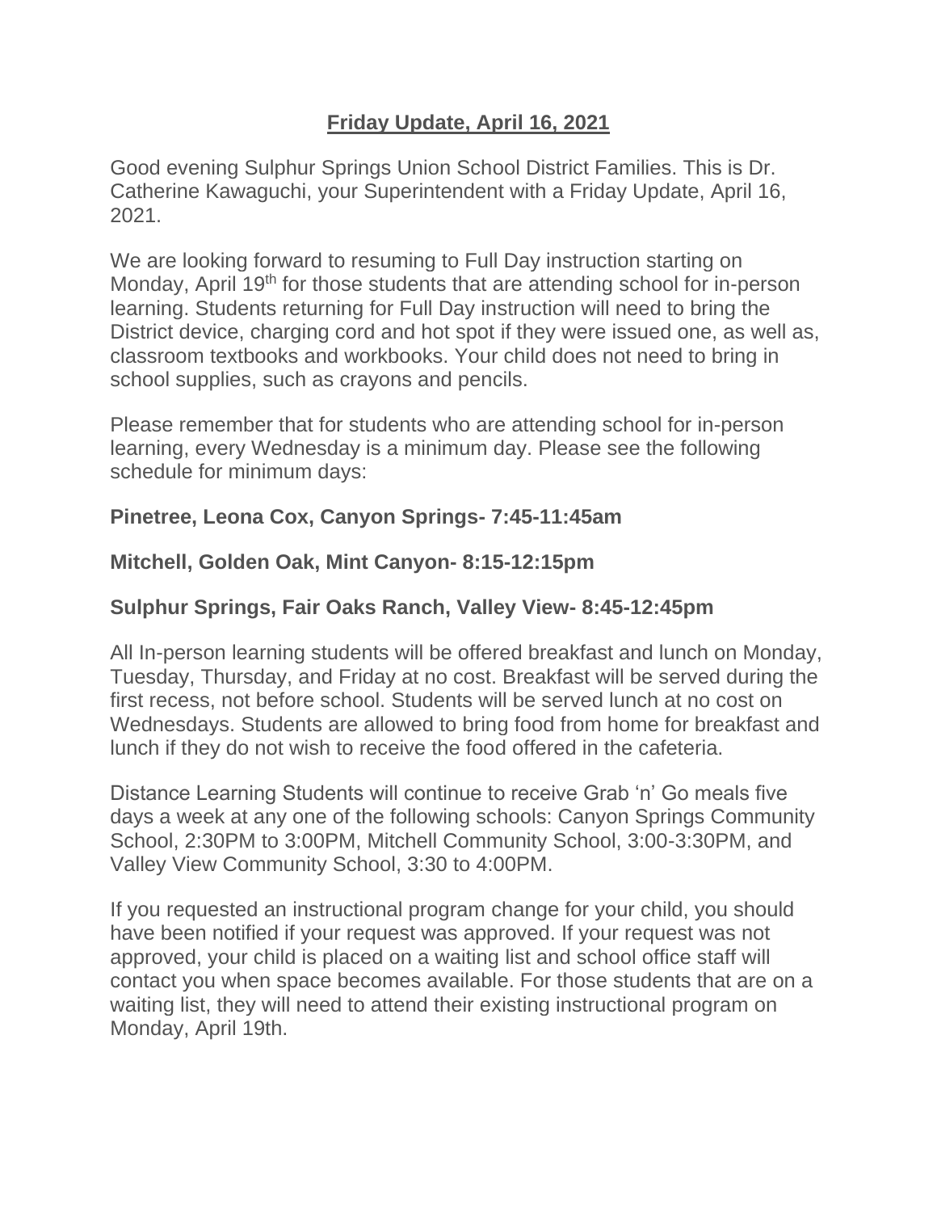# **Friday Update, April 16, 2021**

Good evening Sulphur Springs Union School District Families. This is Dr. Catherine Kawaguchi, your Superintendent with a Friday Update, April 16, 2021.

We are looking forward to resuming to Full Day instruction starting on Monday, April 19th for those students that are attending school for in-person learning. Students returning for Full Day instruction will need to bring the District device, charging cord and hot spot if they were issued one, as well as, classroom textbooks and workbooks. Your child does not need to bring in school supplies, such as crayons and pencils.

Please remember that for students who are attending school for in-person learning, every Wednesday is a minimum day. Please see the following schedule for minimum days:

**Pinetree, Leona Cox, Canyon Springs- 7:45-11:45am**

**Mitchell, Golden Oak, Mint Canyon- 8:15-12:15pm**

**Sulphur Springs, Fair Oaks Ranch, Valley View- 8:45-12:45pm**

All In-person learning students will be offered breakfast and lunch on Monday, Tuesday, Thursday, and Friday at no cost. Breakfast will be served during the first recess, not before school. Students will be served lunch at no cost on Wednesdays. Students are allowed to bring food from home for breakfast and lunch if they do not wish to receive the food offered in the cafeteria.

Distance Learning Students will continue to receive Grab 'n' Go meals five days a week at any one of the following schools: Canyon Springs Community School, 2:30PM to 3:00PM, Mitchell Community School, 3:00-3:30PM, and Valley View Community School, 3:30 to 4:00PM.

If you requested an instructional program change for your child, you should have been notified if your request was approved. If your request was not approved, your child is placed on a waiting list and school office staff will contact you when space becomes available. For those students that are on a waiting list, they will need to attend their existing instructional program on Monday, April 19th.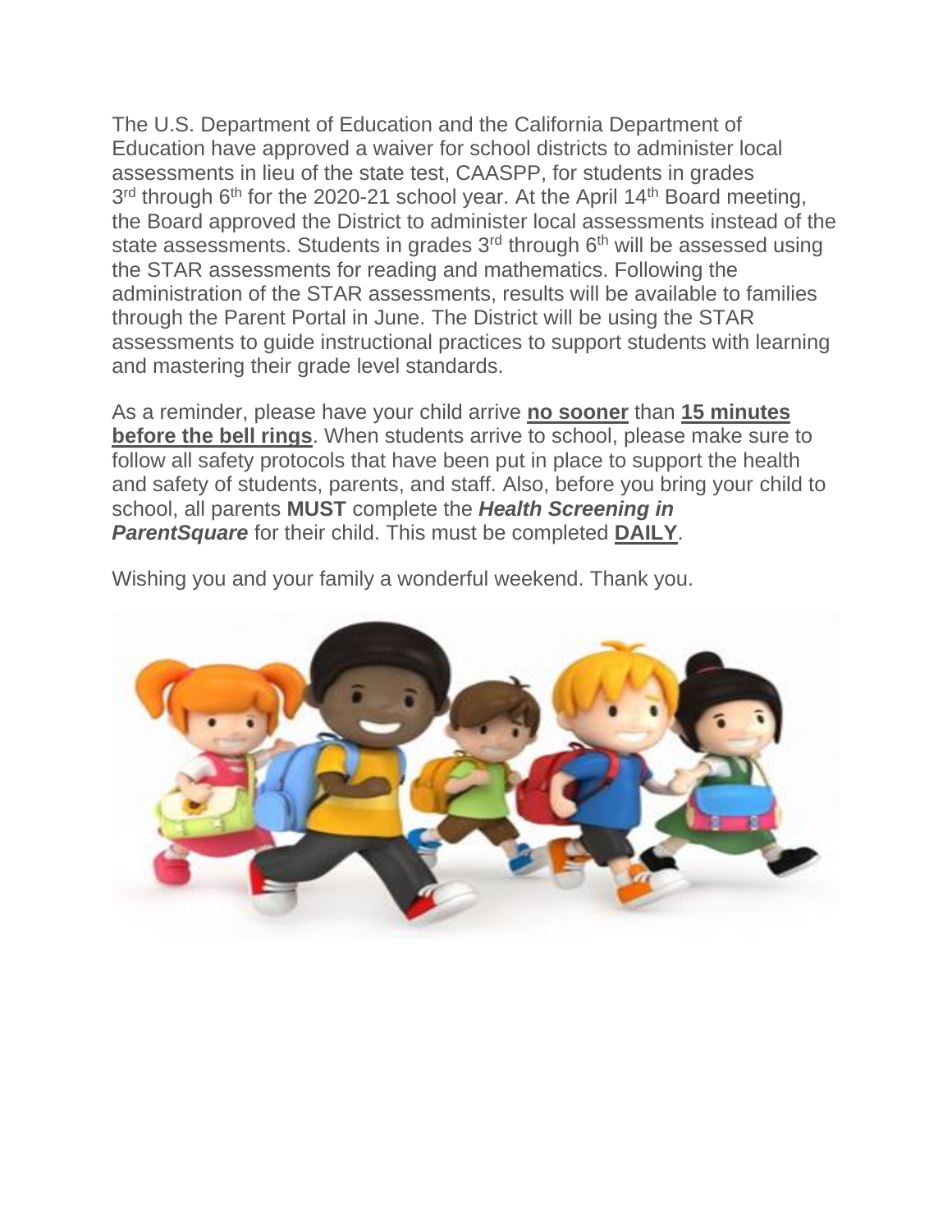The U.S. Department of Education and the California Department of Education have approved a waiver for school districts to administer local assessments in lieu of the state test, CAASPP, for students in grades 3rd through 6th for the 2020-21 school year. At the April 14th Board meeting, the Board approved the District to administer local assessments instead of the state assessments. Students in grades 3rd through 6th will be assessed using the STAR assessments for reading and mathematics. Following the administration of the STAR assessments, results will be available to families through the Parent Portal in June. The District will be using the STAR assessments to guide instructional practices to support students with learning and mastering their grade level standards.

As a reminder, please have your child arrive **no sooner** than **15 minutes before the bell rings**. When students arrive to school, please make sure to follow all safety protocols that have been put in place to support the health and safety of students, parents, and staff. Also, before you bring your child to school, all parents **MUST** complete the ***Health Screening in ParentSquare*** for their child. This must be completed **DAILY**.

Wishing you and your family a wonderful weekend. Thank you.